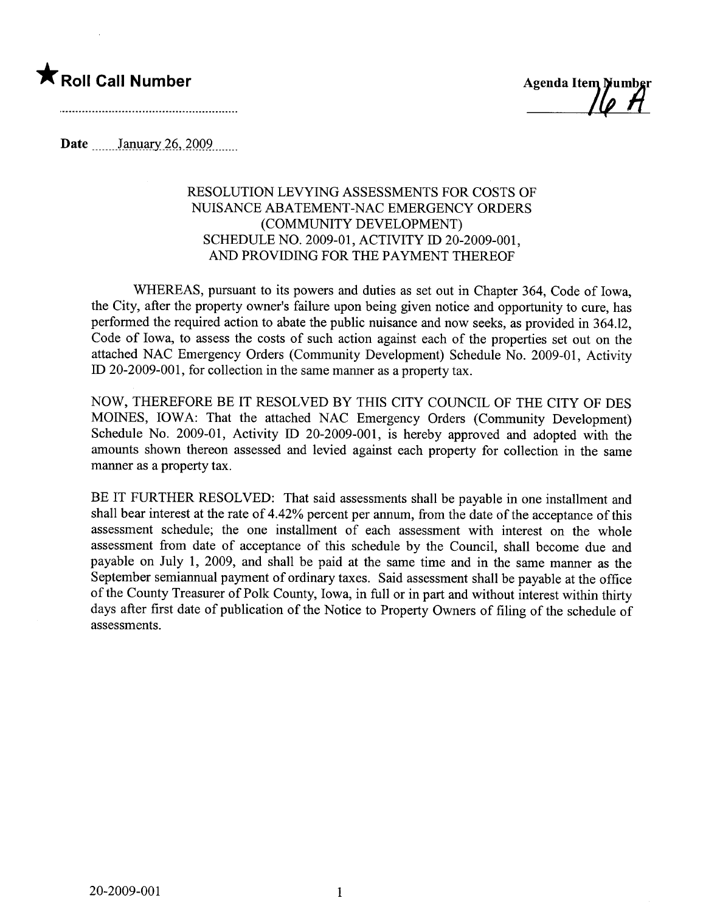★ **Roll Call Number**

..........................................................

**Agenda Item Number**
16 A

**Date** January 26, 2009

RESOLUTION LEVYING ASSESSMENTS FOR COSTS OF NUISANCE ABATEMENT-NAC EMERGENCY ORDERS (COMMUNITY DEVELOPMENT) SCHEDULE NO. 2009-01, ACTIVITY ID 20-2009-001, AND PROVIDING FOR THE PAYMENT THEREOF

WHEREAS, pursuant to its powers and duties as set out in Chapter 364, Code of Iowa, the City, after the property owner's failure upon being given notice and opportunity to cure, has performed the required action to abate the public nuisance and now seeks, as provided in 364.12, Code of Iowa, to assess the costs of such action against each of the properties set out on the attached NAC Emergency Orders (Community Development) Schedule No. 2009-01, Activity ID 20-2009-001, for collection in the same manner as a property tax.

NOW, THEREFORE BE IT RESOLVED BY THIS CITY COUNCIL OF THE CITY OF DES MOINES, IOWA: That the attached NAC Emergency Orders (Community Development) Schedule No. 2009-01, Activity ID 20-2009-001, is hereby approved and adopted with the amounts shown thereon assessed and levied against each property for collection in the same manner as a property tax.

BE IT FURTHER RESOLVED: That said assessments shall be payable in one installment and shall bear interest at the rate of 4.42% percent per annum, from the date of the acceptance of this assessment schedule; the one installment of each assessment with interest on the whole assessment from date of acceptance of this schedule by the Council, shall become due and payable on July 1, 2009, and shall be paid at the same time and in the same manner as the September semiannual payment of ordinary taxes. Said assessment shall be payable at the office of the County Treasurer of Polk County, Iowa, in full or in part and without interest within thirty days after first date of publication of the Notice to Property Owners of filing of the schedule of assessments.

20-2009-001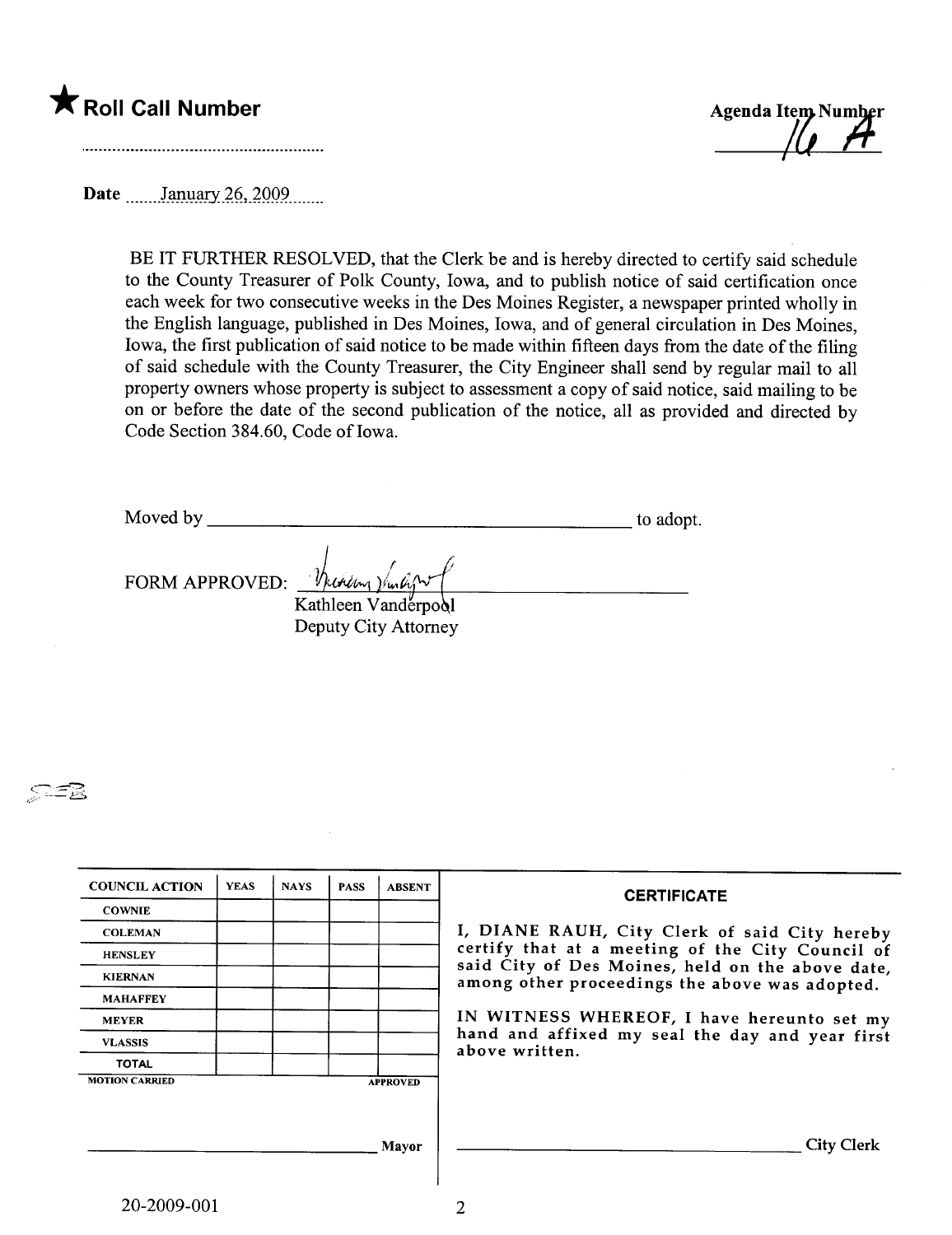★ **Roll Call Number**

..........................................................

Agenda Item Number

16 A

Date January 26, 2009

BE IT FURTHER RESOLVED, that the Clerk be and is hereby directed to certify said schedule to the County Treasurer of Polk County, Iowa, and to publish notice of said certification once each week for two consecutive weeks in the Des Moines Register, a newspaper printed wholly in the English language, published in Des Moines, Iowa, and of general circulation in Des Moines, Iowa, the first publication of said notice to be made within fifteen days from the date of the filing of said schedule with the County Treasurer, the City Engineer shall send by regular mail to all property owners whose property is subject to assessment a copy of said notice, said mailing to be on or before the date of the second publication of the notice, all as provided and directed by Code Section 384.60, Code of Iowa.

Moved by ____________________________________________ to adopt.

FORM APPROVED: ____________________________________________

Kathleen Vanderpool
Deputy City Attorney

SEB

| COUNCIL ACTION | YEAS | NAYS | PASS | ABSENT |
|---|---|---|---|---|
| COWNIE | | | | |
| COLEMAN | | | | |
| HENSLEY | | | | |
| KIERNAN | | | | |
| MAHAFFEY | | | | |
| MEYER | | | | |
| VLASSIS | | | | |
| TOTAL | | | | |
| MOTION CARRIED | | | | APPROVED |

____________________________________________ Mayor

**CERTIFICATE**

I, DIANE RAUH, City Clerk of said City hereby certify that at a meeting of the City Council of said City of Des Moines, held on the above date, among other proceedings the above was adopted.

IN WITNESS WHEREOF, I have hereunto set my hand and affixed my seal the day and year first above written.

____________________________________________ City Clerk

20-2009-001